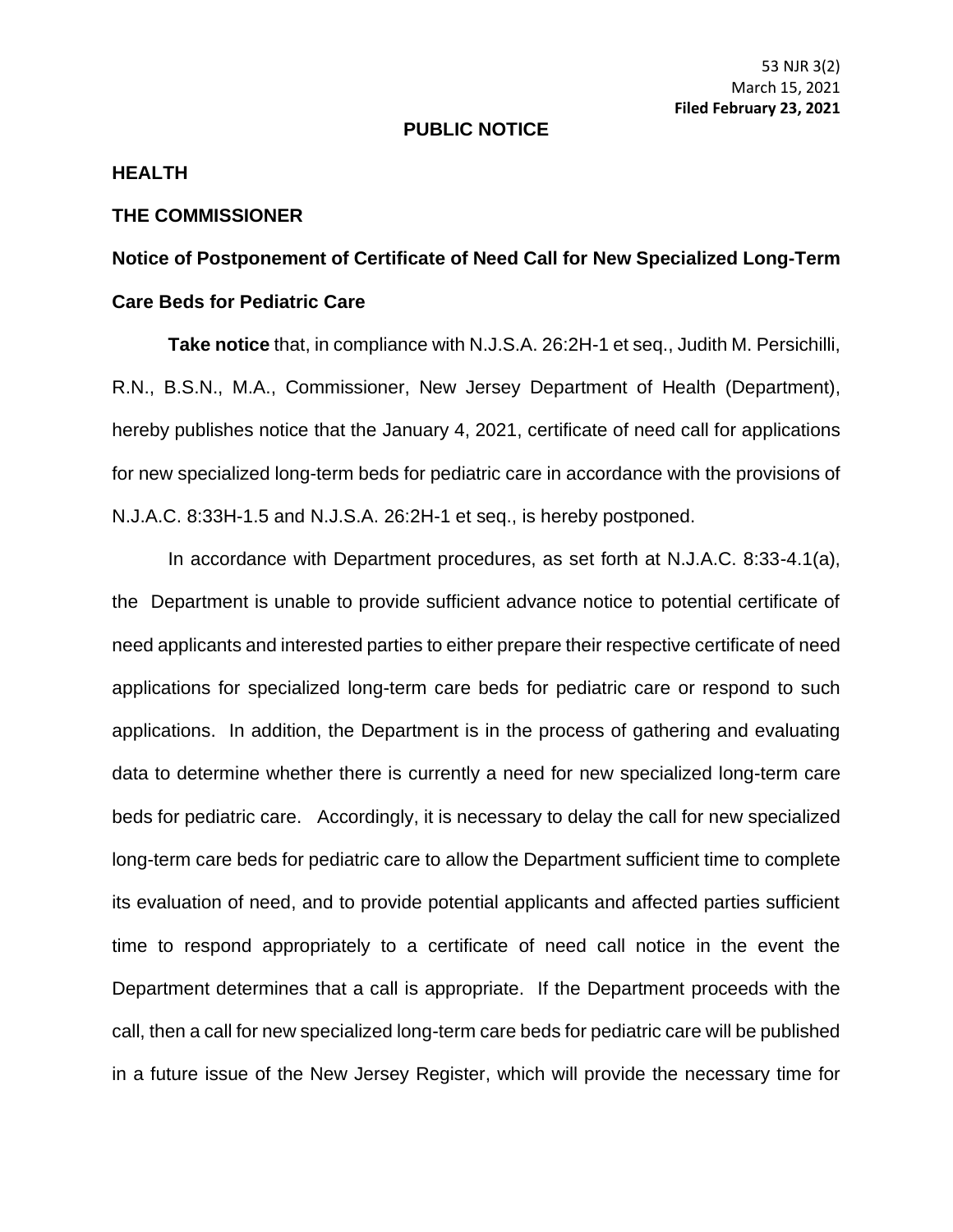53 NJR 3(2)
March 15, 2021
**Filed February 23, 2021**

**PUBLIC NOTICE**

**HEALTH**

**THE COMMISSIONER**

**Notice of Postponement of Certificate of Need Call for New Specialized Long-Term Care Beds for Pediatric Care**

**Take notice** that, in compliance with N.J.S.A. 26:2H-1 et seq., Judith M. Persichilli, R.N., B.S.N., M.A., Commissioner, New Jersey Department of Health (Department), hereby publishes notice that the January 4, 2021, certificate of need call for applications for new specialized long-term beds for pediatric care in accordance with the provisions of N.J.A.C. 8:33H-1.5 and N.J.S.A. 26:2H-1 et seq., is hereby postponed.

In accordance with Department procedures, as set forth at N.J.A.C. 8:33-4.1(a), the Department is unable to provide sufficient advance notice to potential certificate of need applicants and interested parties to either prepare their respective certificate of need applications for specialized long-term care beds for pediatric care or respond to such applications. In addition, the Department is in the process of gathering and evaluating data to determine whether there is currently a need for new specialized long-term care beds for pediatric care. Accordingly, it is necessary to delay the call for new specialized long-term care beds for pediatric care to allow the Department sufficient time to complete its evaluation of need, and to provide potential applicants and affected parties sufficient time to respond appropriately to a certificate of need call notice in the event the Department determines that a call is appropriate. If the Department proceeds with the call, then a call for new specialized long-term care beds for pediatric care will be published in a future issue of the New Jersey Register, which will provide the necessary time for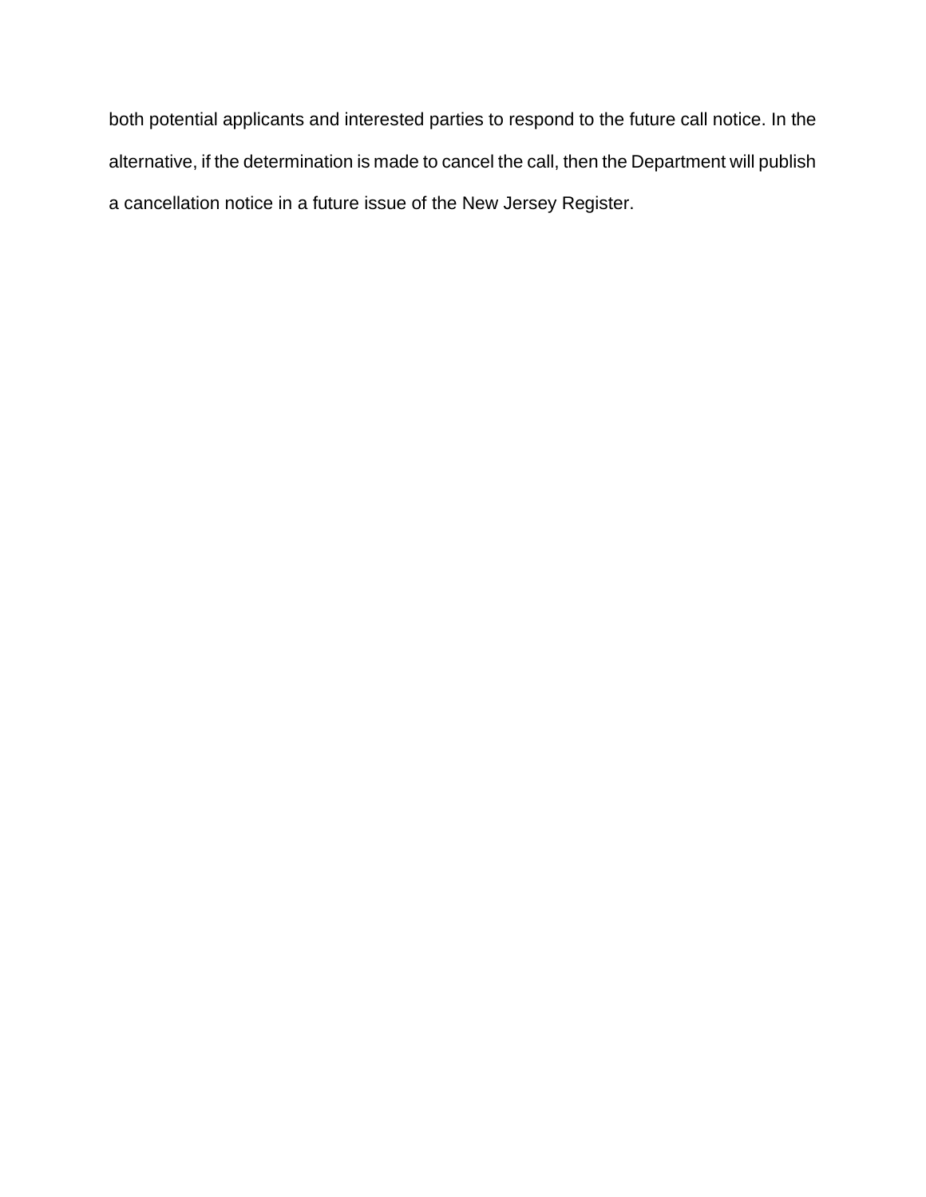both potential applicants and interested parties to respond to the future call notice. In the alternative, if the determination is made to cancel the call, then the Department will publish a cancellation notice in a future issue of the New Jersey Register.